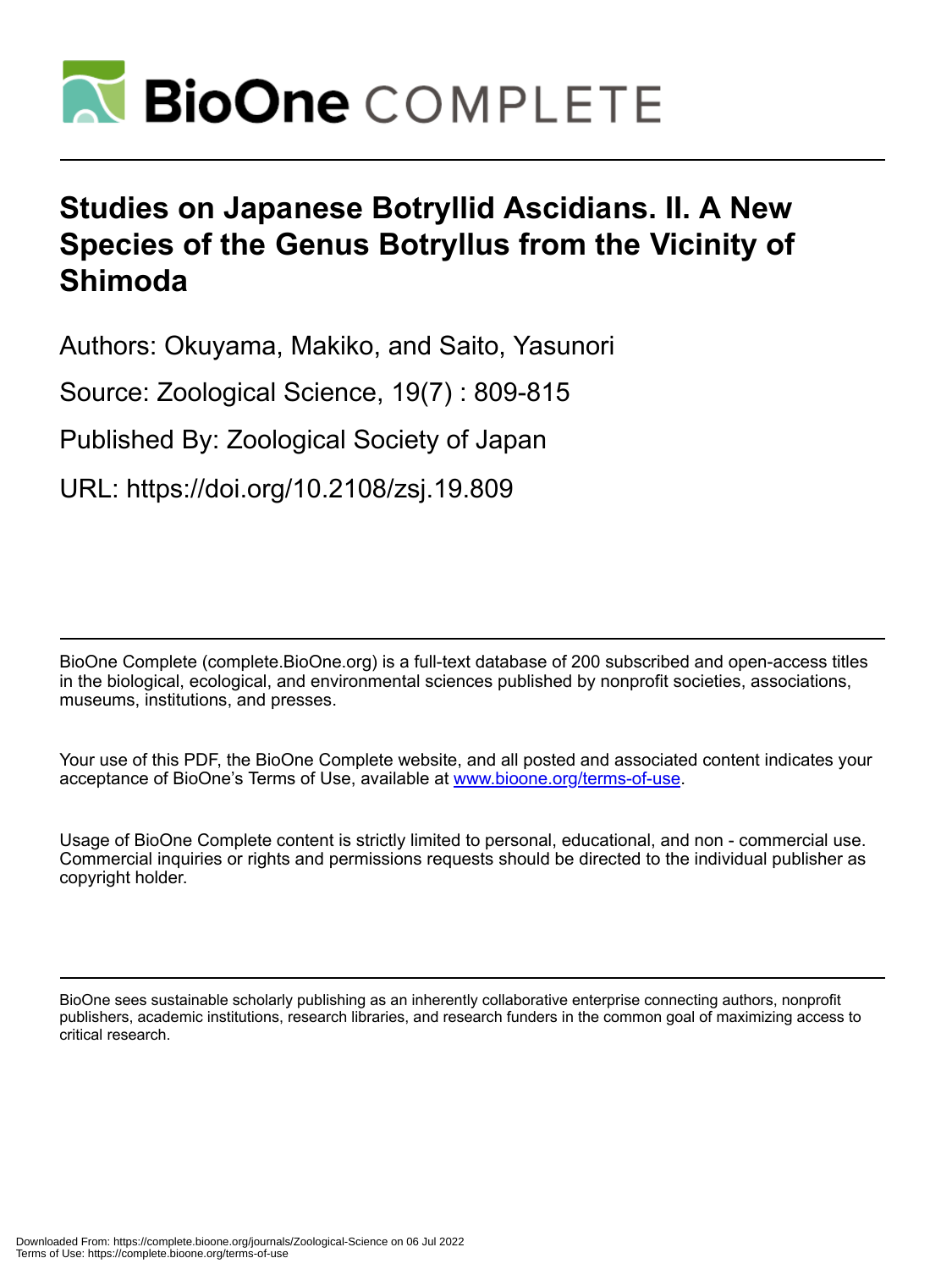# Studies on Japanese Botryllid Ascidians. II. A New Species of the Genus Botryllus from the Vicinity of Shimoda

Authors: Okuyama, Makiko, and Saito, Yasunori

Source: Zoological Science, 19(7) : 809-815

Published By: Zoological Society of Japan

URL: https://doi.org/10.2108/zsj.19.809

BioOne Complete (complete.BioOne.org) is a full-text database of 200 subscribed and open-access titles in the biological, ecological, and environmental sciences published by nonprofit societies, associations, museums, institutions, and presses.

Your use of this PDF, the BioOne Complete website, and all posted and associated content indicates your acceptance of BioOne's Terms of Use, available at www.bioone.org/terms-of-use.

Usage of BioOne Complete content is strictly limited to personal, educational, and non - commercial use. Commercial inquiries or rights and permissions requests should be directed to the individual publisher as copyright holder.

BioOne sees sustainable scholarly publishing as an inherently collaborative enterprise connecting authors, nonprofit publishers, academic institutions, research libraries, and research funders in the common goal of maximizing access to critical research.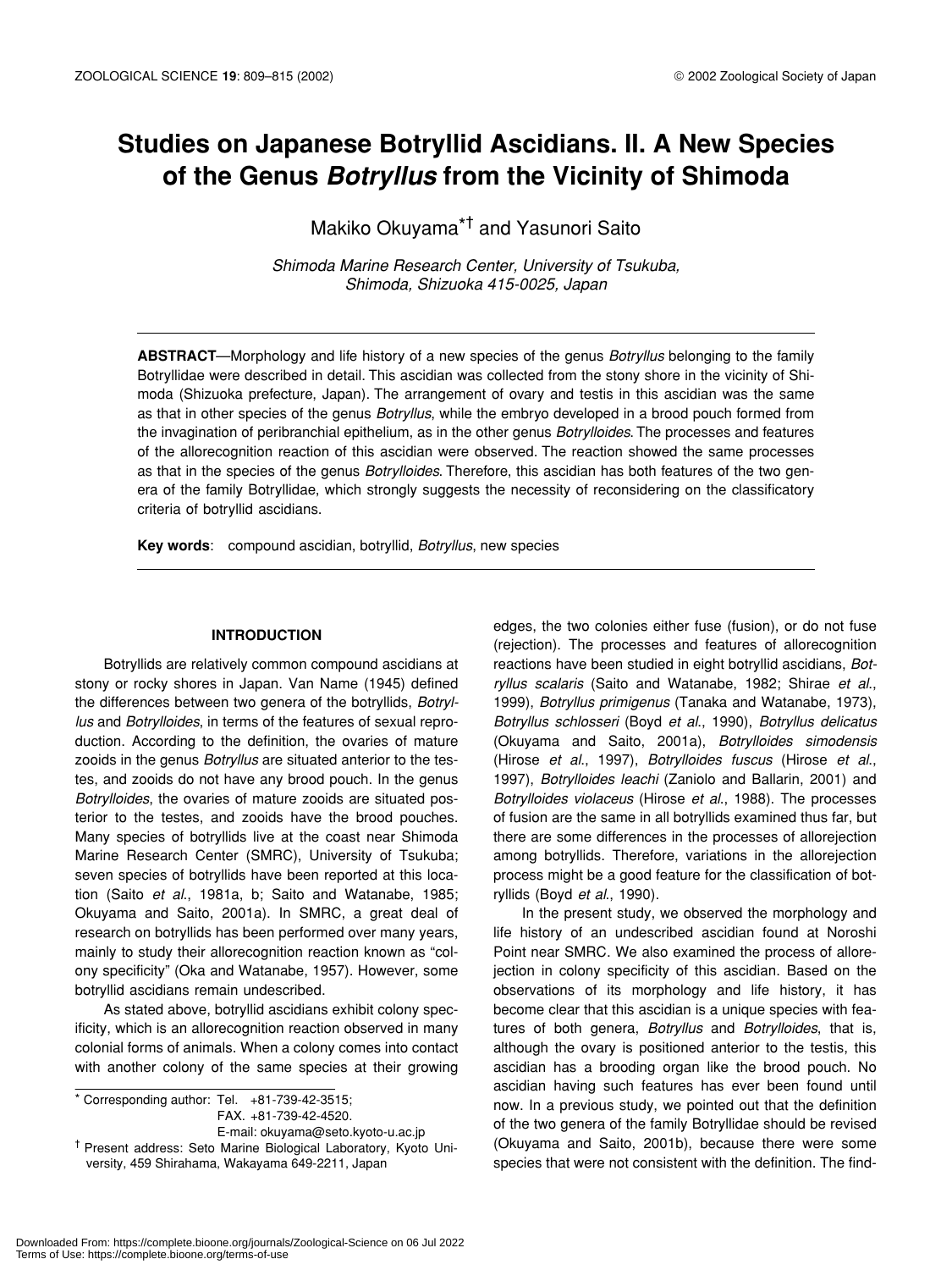# Studies on Japanese Botryllid Ascidians. II. A New Species of the Genus *Botryllus* from the Vicinity of Shimoda

Makiko Okuyama*† and Yasunori Saito

*Shimoda Marine Research Center, University of Tsukuba, Shimoda, Shizuoka 415-0025, Japan*

**ABSTRACT**—Morphology and life history of a new species of the genus *Botryllus* belonging to the family Botryllidae were described in detail. This ascidian was collected from the stony shore in the vicinity of Shimoda (Shizuoka prefecture, Japan). The arrangement of ovary and testis in this ascidian was the same as that in other species of the genus *Botryllus*, while the embryo developed in a brood pouch formed from the invagination of peribranchial epithelium, as in the other genus *Botrylloides*. The processes and features of the allorecognition reaction of this ascidian were observed. The reaction showed the same processes as that in the species of the genus *Botrylloides*. Therefore, this ascidian has both features of the two genera of the family Botryllidae, which strongly suggests the necessity of reconsidering on the classificatory criteria of botryllid ascidians.

**Key words**: compound ascidian, botryllid, *Botryllus*, new species

## INTRODUCTION

Botryllids are relatively common compound ascidians at stony or rocky shores in Japan. Van Name (1945) defined the differences between two genera of the botryllids, *Botryllus* and *Botrylloides*, in terms of the features of sexual reproduction. According to the definition, the ovaries of mature zooids in the genus *Botryllus* are situated anterior to the testes, and zooids do not have any brood pouch. In the genus *Botrylloides*, the ovaries of mature zooids are situated posterior to the testes, and zooids have the brood pouches. Many species of botryllids live at the coast near Shimoda Marine Research Center (SMRC), University of Tsukuba; seven species of botryllids have been reported at this location (Saito *et al*., 1981a, b; Saito and Watanabe, 1985; Okuyama and Saito, 2001a). In SMRC, a great deal of research on botryllids has been performed over many years, mainly to study their allorecognition reaction known as "colony specificity" (Oka and Watanabe, 1957). However, some botryllid ascidians remain undescribed.

As stated above, botryllid ascidians exhibit colony specificity, which is an allorecognition reaction observed in many colonial forms of animals. When a colony comes into contact with another colony of the same species at their growing edges, the two colonies either fuse (fusion), or do not fuse (rejection). The processes and features of allorecognition reactions have been studied in eight botryllid ascidians, *Botryllus scalaris* (Saito and Watanabe, 1982; Shirae *et al*., 1999), *Botryllus primigenus* (Tanaka and Watanabe, 1973), *Botryllus schlosseri* (Boyd *et al*., 1990), *Botryllus delicatus* (Okuyama and Saito, 2001a), *Botrylloides simodensis* (Hirose *et al*., 1997), *Botrylloides fuscus* (Hirose *et al*., 1997), *Botrylloides leachi* (Zaniolo and Ballarin, 2001) and *Botrylloides violaceus* (Hirose *et al*., 1988). The processes of fusion are the same in all botryllids examined thus far, but there are some differences in the processes of allorejection among botryllids. Therefore, variations in the allorejection process might be a good feature for the classification of botryllids (Boyd *et al*., 1990).

In the present study, we observed the morphology and life history of an undescribed ascidian found at Noroshi Point near SMRC. We also examined the process of allorejection in colony specificity of this ascidian. Based on the observations of its morphology and life history, it has become clear that this ascidian is a unique species with features of both genera, *Botryllus* and *Botrylloides*, that is, although the ovary is positioned anterior to the testis, this ascidian has a brooding organ like the brood pouch. No ascidian having such features has ever been found until now. In a previous study, we pointed out that the definition of the two genera of the family Botryllidae should be revised (Okuyama and Saito, 2001b), because there were some species that were not consistent with the definition. The find-

\* Corresponding author: Tel. +81-739-42-3515; FAX. +81-739-42-4520. E-mail: okuyama@seto.kyoto-u.ac.jp

† Present address: Seto Marine Biological Laboratory, Kyoto University, 459 Shirahama, Wakayama 649-2211, Japan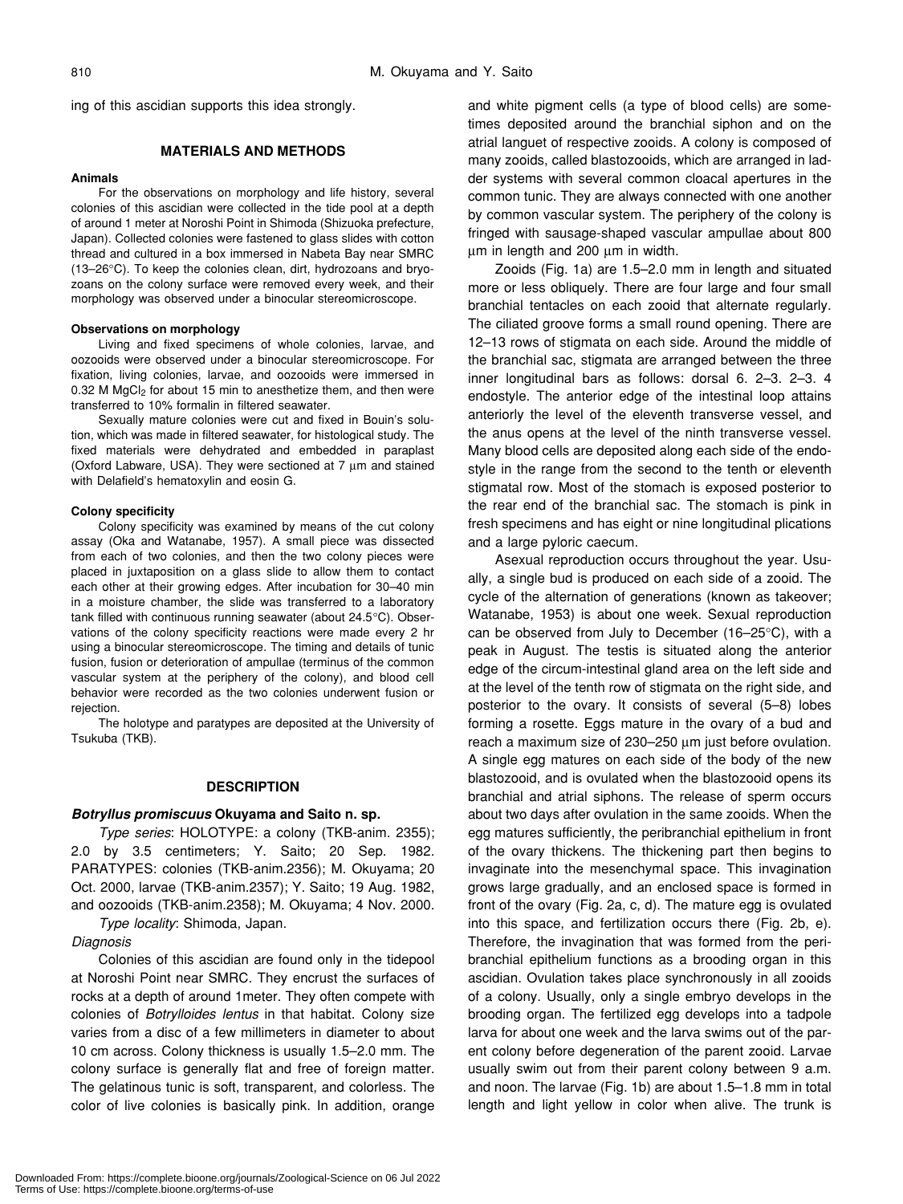ing of this ascidian supports this idea strongly.

## MATERIALS AND METHODS

### Animals

For the observations on morphology and life history, several colonies of this ascidian were collected in the tide pool at a depth of around 1 meter at Noroshi Point in Shimoda (Shizuoka prefecture, Japan). Collected colonies were fastened to glass slides with cotton thread and cultured in a box immersed in Nabeta Bay near SMRC (13–26°C). To keep the colonies clean, dirt, hydrozoans and bryozoans on the colony surface were removed every week, and their morphology was observed under a binocular stereomicroscope.

### Observations on morphology

Living and fixed specimens of whole colonies, larvae, and oozooids were observed under a binocular stereomicroscope. For fixation, living colonies, larvae, and oozooids were immersed in 0.32 M $MgCl_2$ for about 15 min to anesthetize them, and then were transferred to 10% formalin in filtered seawater.

Sexually mature colonies were cut and fixed in Bouin's solution, which was made in filtered seawater, for histological study. The fixed materials were dehydrated and embedded in paraplast (Oxford Labware, USA). They were sectioned at 7 μm and stained with Delafield's hematoxylin and eosin G.

### Colony specificity

Colony specificity was examined by means of the cut colony assay (Oka and Watanabe, 1957). A small piece was dissected from each of two colonies, and then the two colony pieces were placed in juxtaposition on a glass slide to allow them to contact each other at their growing edges. After incubation for 30–40 min in a moisture chamber, the slide was transferred to a laboratory tank filled with continuous running seawater (about 24.5°C). Observations of the colony specificity reactions were made every 2 hr using a binocular stereomicroscope. The timing and details of tunic fusion, fusion or deterioration of ampullae (terminus of the common vascular system at the periphery of the colony), and blood cell behavior were recorded as the two colonies underwent fusion or rejection.

The holotype and paratypes are deposited at the University of Tsukuba (TKB).

## DESCRIPTION

### *Botryllus promiscuus* Okuyama and Saito n. sp.

*Type series*: HOLOTYPE: a colony (TKB-anim. 2355); 2.0 by 3.5 centimeters; Y. Saito; 20 Sep. 1982. PARATYPES: colonies (TKB-anim.2356); M. Okuyama; 20 Oct. 2000, larvae (TKB-anim.2357); Y. Saito; 19 Aug. 1982, and oozooids (TKB-anim.2358); M. Okuyama; 4 Nov. 2000.

*Type locality*: Shimoda, Japan.

*Diagnosis*

Colonies of this ascidian are found only in the tidepool at Noroshi Point near SMRC. They encrust the surfaces of rocks at a depth of around 1meter. They often compete with colonies of *Botrylloides lentus* in that habitat. Colony size varies from a disc of a few millimeters in diameter to about 10 cm across. Colony thickness is usually 1.5–2.0 mm. The colony surface is generally flat and free of foreign matter. The gelatinous tunic is soft, transparent, and colorless. The color of live colonies is basically pink. In addition, orange and white pigment cells (a type of blood cells) are sometimes deposited around the branchial siphon and on the atrial languet of respective zooids. A colony is composed of many zooids, called blastozooids, which are arranged in ladder systems with several common cloacal apertures in the common tunic. They are always connected with one another by common vascular system. The periphery of the colony is fringed with sausage-shaped vascular ampullae about 800 μm in length and 200 μm in width.

Zooids (Fig. 1a) are 1.5–2.0 mm in length and situated more or less obliquely. There are four large and four small branchial tentacles on each zooid that alternate regularly. The ciliated groove forms a small round opening. There are 12–13 rows of stigmata on each side. Around the middle of the branchial sac, stigmata are arranged between the three inner longitudinal bars as follows: dorsal 6. 2–3. 2–3. 4 endostyle. The anterior edge of the intestinal loop attains anteriorly the level of the eleventh transverse vessel, and the anus opens at the level of the ninth transverse vessel. Many blood cells are deposited along each side of the endostyle in the range from the second to the tenth or eleventh stigmatal row. Most of the stomach is exposed posterior to the rear end of the branchial sac. The stomach is pink in fresh specimens and has eight or nine longitudinal plications and a large pyloric caecum.

Asexual reproduction occurs throughout the year. Usually, a single bud is produced on each side of a zooid. The cycle of the alternation of generations (known as takeover; Watanabe, 1953) is about one week. Sexual reproduction can be observed from July to December (16–25°C), with a peak in August. The testis is situated along the anterior edge of the circum-intestinal gland area on the left side and at the level of the tenth row of stigmata on the right side, and posterior to the ovary. It consists of several (5–8) lobes forming a rosette. Eggs mature in the ovary of a bud and reach a maximum size of 230–250 μm just before ovulation. A single egg matures on each side of the body of the new blastozooid, and is ovulated when the blastozooid opens its branchial and atrial siphons. The release of sperm occurs about two days after ovulation in the same zooids. When the egg matures sufficiently, the peribranchial epithelium in front of the ovary thickens. The thickening part then begins to invaginate into the mesenchymal space. This invagination grows large gradually, and an enclosed space is formed in front of the ovary (Fig. 2a, c, d). The mature egg is ovulated into this space, and fertilization occurs there (Fig. 2b, e). Therefore, the invagination that was formed from the peribranchial epithelium functions as a brooding organ in this ascidian. Ovulation takes place synchronously in all zooids of a colony. Usually, only a single embryo develops in the brooding organ. The fertilized egg develops into a tadpole larva for about one week and the larva swims out of the parent colony before degeneration of the parent zooid. Larvae usually swim out from their parent colony between 9 a.m. and noon. The larvae (Fig. 1b) are about 1.5–1.8 mm in total length and light yellow in color when alive. The trunk is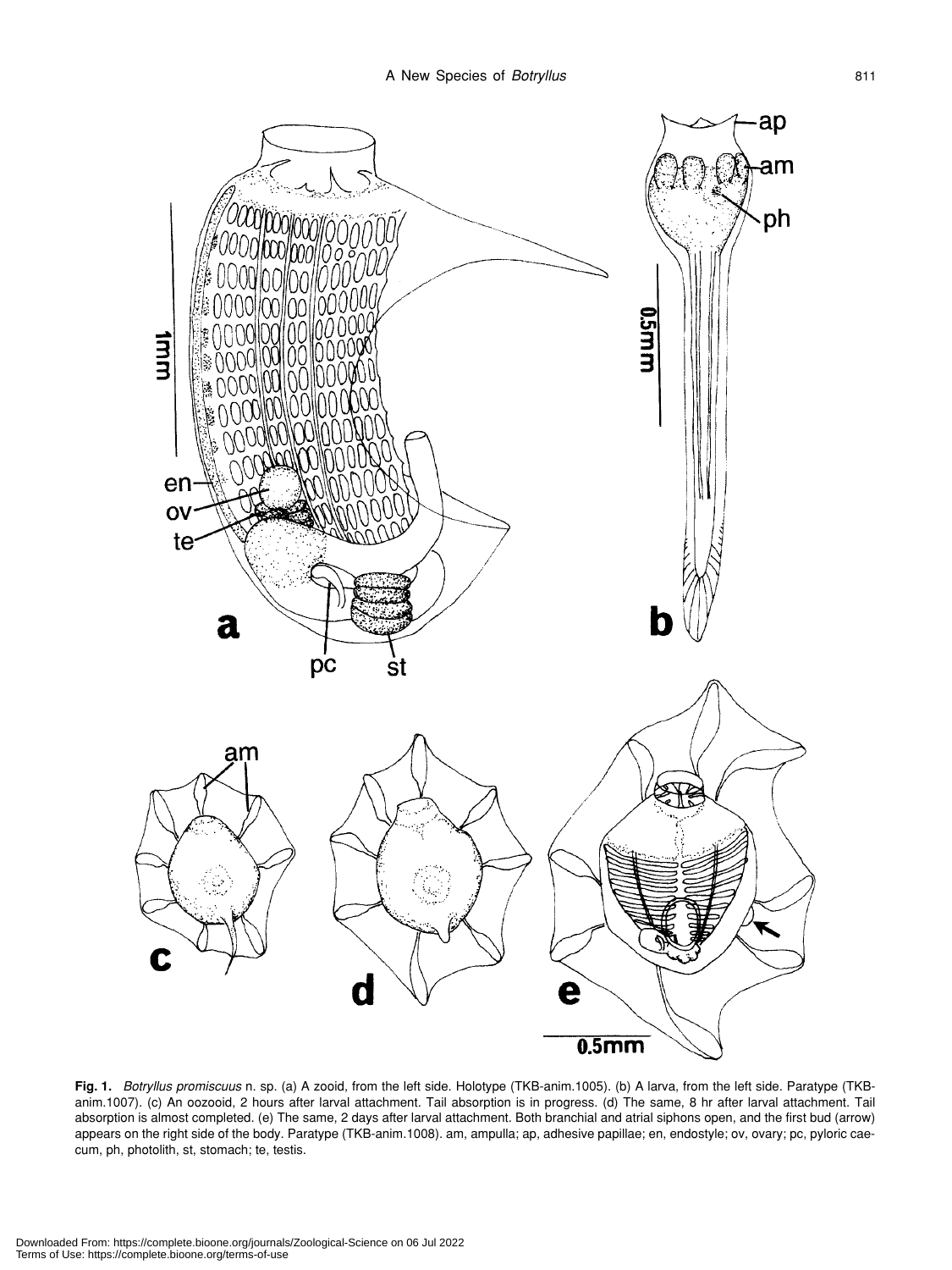**Fig. 1.** *Botryllus promiscuus* n. sp. (a) A zooid, from the left side. Holotype (TKB-anim.1005). (b) A larva, from the left side. Paratype (TKB-anim.1007). (c) An oozooid, 2 hours after larval attachment. Tail absorption is in progress. (d) The same, 8 hr after larval attachment. Tail absorption is almost completed. (e) The same, 2 days after larval attachment. Both branchial and atrial siphons open, and the first bud (arrow) appears on the right side of the body. Paratype (TKB-anim.1008). am, ampulla; ap, adhesive papillae; en, endostyle; ov, ovary; pc, pyloric caecum, ph, photolith, st, stomach; te, testis.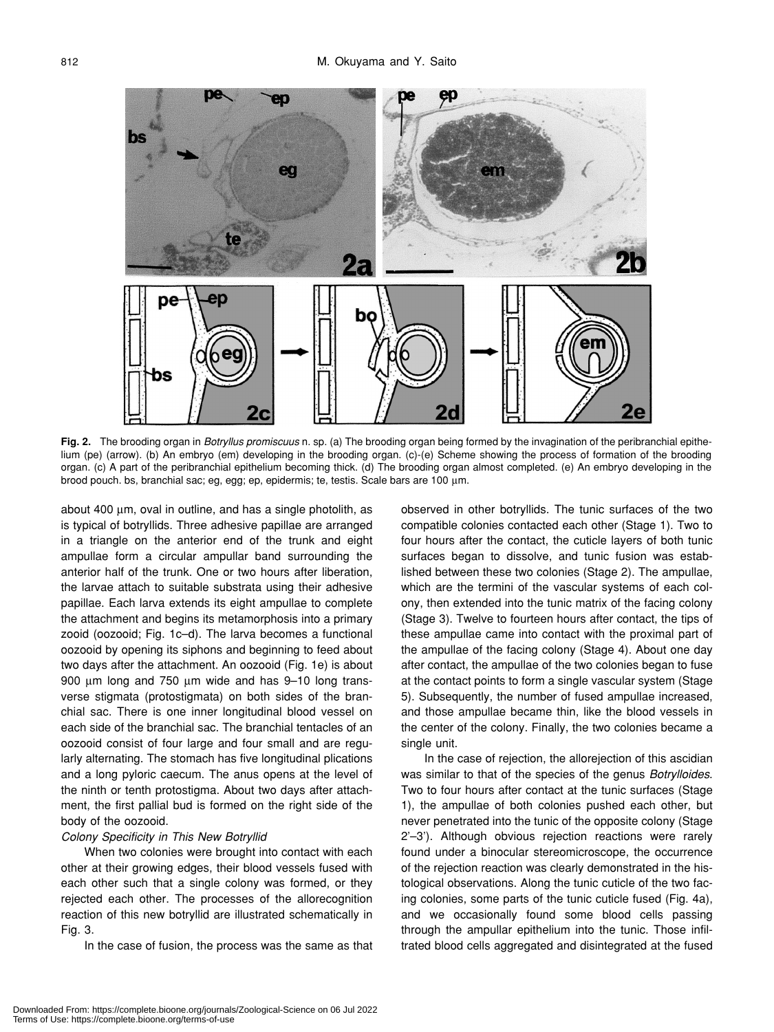**Fig. 2.** The brooding organ in *Botryllus promiscuus* n. sp. (a) The brooding organ being formed by the invagination of the peribranchial epithelium (pe) (arrow). (b) An embryo (em) developing in the brooding organ. (c)-(e) Scheme showing the process of formation of the brooding organ. (c) A part of the peribranchial epithelium becoming thick. (d) The brooding organ almost completed. (e) An embryo developing in the brood pouch. bs, branchial sac; eg, egg; ep, epidermis; te, testis. Scale bars are 100 µm.

about 400 µm, oval in outline, and has a single photolith, as is typical of botryllids. Three adhesive papillae are arranged in a triangle on the anterior end of the trunk and eight ampullae form a circular ampullar band surrounding the anterior half of the trunk. One or two hours after liberation, the larvae attach to suitable substrata using their adhesive papillae. Each larva extends its eight ampullae to complete the attachment and begins its metamorphosis into a primary zooid (oozooid; Fig. 1c–d). The larva becomes a functional oozooid by opening its siphons and beginning to feed about two days after the attachment. An oozooid (Fig. 1e) is about 900 µm long and 750 µm wide and has 9–10 long transverse stigmata (protostigmata) on both sides of the branchial sac. There is one inner longitudinal blood vessel on each side of the branchial sac. The branchial tentacles of an oozooid consist of four large and four small and are regularly alternating. The stomach has five longitudinal plications and a long pyloric caecum. The anus opens at the level of the ninth or tenth protostigma. About two days after attachment, the first pallial bud is formed on the right side of the body of the oozooid.

*Colony Specificity in This New Botryllid*

When two colonies were brought into contact with each other at their growing edges, their blood vessels fused with each other such that a single colony was formed, or they rejected each other. The processes of the allorecognition reaction of this new botryllid are illustrated schematically in Fig. 3.

In the case of fusion, the process was the same as that observed in other botryllids. The tunic surfaces of the two compatible colonies contacted each other (Stage 1). Two to four hours after the contact, the cuticle layers of both tunic surfaces began to dissolve, and tunic fusion was established between these two colonies (Stage 2). The ampullae, which are the termini of the vascular systems of each colony, then extended into the tunic matrix of the facing colony (Stage 3). Twelve to fourteen hours after contact, the tips of these ampullae came into contact with the proximal part of the ampullae of the facing colony (Stage 4). About one day after contact, the ampullae of the two colonies began to fuse at the contact points to form a single vascular system (Stage 5). Subsequently, the number of fused ampullae increased, and those ampullae became thin, like the blood vessels in the center of the colony. Finally, the two colonies became a single unit.

In the case of rejection, the allorejection of this ascidian was similar to that of the species of the genus *Botrylloides*. Two to four hours after contact at the tunic surfaces (Stage 1), the ampullae of both colonies pushed each other, but never penetrated into the tunic of the opposite colony (Stage 2'–3'). Although obvious rejection reactions were rarely found under a binocular stereomicroscope, the occurrence of the rejection reaction was clearly demonstrated in the histological observations. Along the tunic cuticle of the two facing colonies, some parts of the tunic cuticle fused (Fig. 4a), and we occasionally found some blood cells passing through the ampullar epithelium into the tunic. Those infiltrated blood cells aggregated and disintegrated at the fused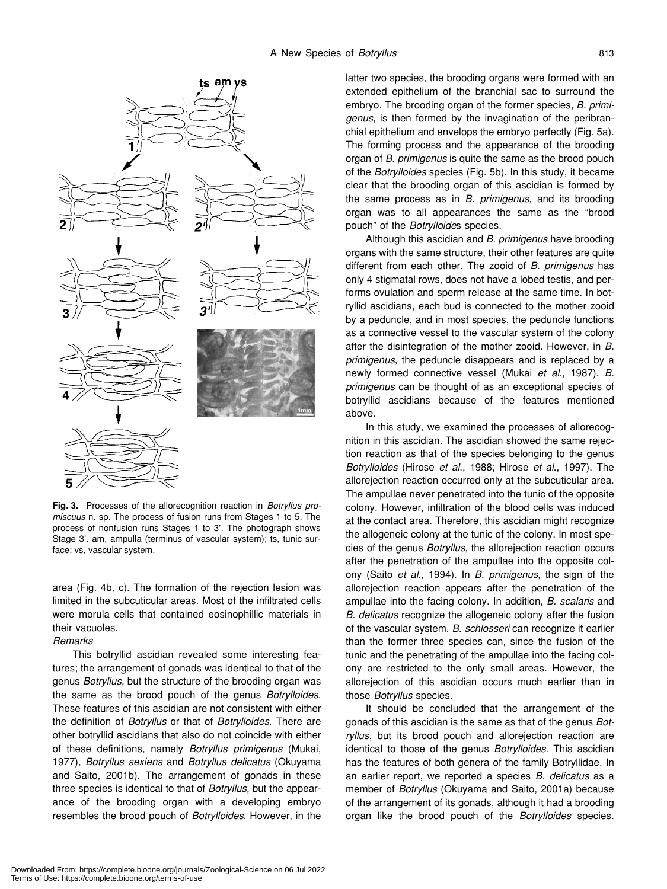**Fig. 3.** Processes of the allorecognition reaction in *Botryllus promiscuus* n. sp. The process of fusion runs from Stages 1 to 5. The process of nonfusion runs Stages 1 to 3'. The photograph shows Stage 3'. am, ampulla (terminus of vascular system); ts, tunic surface; vs, vascular system.

area (Fig. 4b, c). The formation of the rejection lesion was limited in the subcuticular areas. Most of the infiltrated cells were morula cells that contained eosinophillic materials in their vacuoles.

*Remarks*

This botryllid ascidian revealed some interesting features; the arrangement of gonads was identical to that of the genus *Botryllus*, but the structure of the brooding organ was the same as the brood pouch of the genus *Botrylloides*. These features of this ascidian are not consistent with either the definition of *Botryllus* or that of *Botrylloides*. There are other botryllid ascidians that also do not coincide with either of these definitions, namely *Botryllus primigenus* (Mukai, 1977), *Botryllus sexiens* and *Botryllus delicatus* (Okuyama and Saito, 2001b). The arrangement of gonads in these three species is identical to that of *Botryllus*, but the appearance of the brooding organ with a developing embryo resembles the brood pouch of *Botrylloides*. However, in the latter two species, the brooding organs were formed with an extended epithelium of the branchial sac to surround the embryo. The brooding organ of the former species, *B. primigenus*, is then formed by the invagination of the peribranchial epithelium and envelops the embryo perfectly (Fig. 5a). The forming process and the appearance of the brooding organ of *B. primigenus* is quite the same as the brood pouch of the *Botrylloides* species (Fig. 5b). In this study, it became clear that the brooding organ of this ascidian is formed by the same process as in *B. primigenus*, and its brooding organ was to all appearances the same as the "brood pouch" of the *Botrylloides* species.

Although this ascidian and *B. primigenus* have brooding organs with the same structure, their other features are quite different from each other. The zooid of *B. primigenus* has only 4 stigmatal rows, does not have a lobed testis, and performs ovulation and sperm release at the same time. In botryllid ascidians, each bud is connected to the mother zooid by a peduncle, and in most species, the peduncle functions as a connective vessel to the vascular system of the colony after the disintegration of the mother zooid. However, in *B. primigenus*, the peduncle disappears and is replaced by a newly formed connective vessel (Mukai *et al*., 1987). *B. primigenus* can be thought of as an exceptional species of botryllid ascidians because of the features mentioned above.

In this study, we examined the processes of allorecognition in this ascidian. The ascidian showed the same rejection reaction as that of the species belonging to the genus *Botrylloides* (Hirose *et al*., 1988; Hirose *et al*., 1997). The allorejection reaction occurred only at the subcuticular area. The ampullae never penetrated into the tunic of the opposite colony. However, infiltration of the blood cells was induced at the contact area. Therefore, this ascidian might recognize the allogeneic colony at the tunic of the colony. In most species of the genus *Botryllus*, the allorejection reaction occurs after the penetration of the ampullae into the opposite colony (Saito *et al*., 1994). In *B. primigenus*, the sign of the allorejection reaction appears after the penetration of the ampullae into the facing colony. In addition, *B. scalaris* and *B. delicatus* recognize the allogeneic colony after the fusion of the vascular system. *B. schlosseri* can recognize it earlier than the former three species can, since the fusion of the tunic and the penetrating of the ampullae into the facing colony are restricted to the only small areas. However, the allorejection of this ascidian occurs much earlier than in those *Botryllus* species.

It should be concluded that the arrangement of the gonads of this ascidian is the same as that of the genus *Botryllus*, but its brood pouch and allorejection reaction are identical to those of the genus *Botrylloides*. This ascidian has the features of both genera of the family Botryllidae. In an earlier report, we reported a species *B. delicatus* as a member of *Botryllus* (Okuyama and Saito, 2001a) because of the arrangement of its gonads, although it had a brooding organ like the brood pouch of the *Botrylloides* species.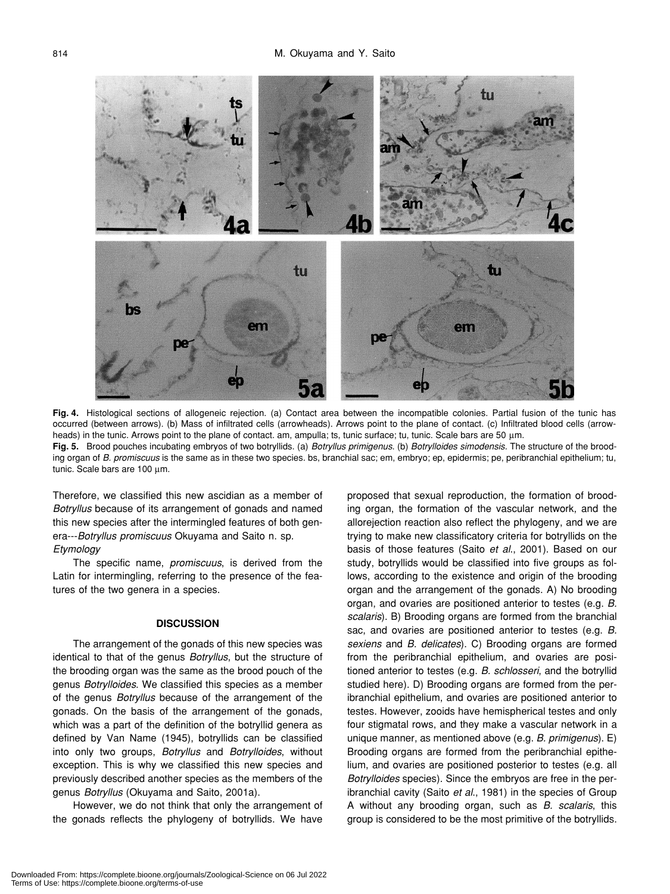**Fig. 4.** Histological sections of allogeneic rejection. (a) Contact area between the incompatible colonies. Partial fusion of the tunic has occurred (between arrows). (b) Mass of infiltrated cells (arrowheads). Arrows point to the plane of contact. (c) Infiltrated blood cells (arrowheads) in the tunic. Arrows point to the plane of contact. am, ampulla; ts, tunic surface; tu, tunic. Scale bars are 50 µm.

**Fig. 5.** Brood pouches incubating embryos of two botryllids. (a) *Botryllus primigenus*. (b) *Botrylloides simodensis*. The structure of the brooding organ of *B. promiscuus* is the same as in these two species. bs, branchial sac; em, embryo; ep, epidermis; pe, peribranchial epithelium; tu, tunic. Scale bars are 100 µm.

Therefore, we classified this new ascidian as a member of *Botryllus* because of its arrangement of gonads and named this new species after the intermingled features of both genera---*Botryllus promiscuus* Okuyama and Saito n. sp.

*Etymology*

The specific name, *promiscuus*, is derived from the Latin for intermingling, referring to the presence of the features of the two genera in a species.

## DISCUSSION

The arrangement of the gonads of this new species was identical to that of the genus *Botryllus*, but the structure of the brooding organ was the same as the brood pouch of the genus *Botrylloides*. We classified this species as a member of the genus *Botryllus* because of the arrangement of the gonads. On the basis of the arrangement of the gonads, which was a part of the definition of the botryllid genera as defined by Van Name (1945), botryllids can be classified into only two groups, *Botryllus* and *Botrylloides*, without exception. This is why we classified this new species and previously described another species as the members of the genus *Botryllus* (Okuyama and Saito, 2001a).

However, we do not think that only the arrangement of the gonads reflects the phylogeny of botryllids. We have proposed that sexual reproduction, the formation of brooding organ, the formation of the vascular network, and the allorejection reaction also reflect the phylogeny, and we are trying to make new classificatory criteria for botryllids on the basis of those features (Saito *et al*., 2001). Based on our study, botryllids would be classified into five groups as follows, according to the existence and origin of the brooding organ and the arrangement of the gonads. A) No brooding organ, and ovaries are positioned anterior to testes (e.g. *B. scalaris*). B) Brooding organs are formed from the branchial sac, and ovaries are positioned anterior to testes (e.g. *B. sexiens* and *B. delicates*). C) Brooding organs are formed from the peribranchial epithelium, and ovaries are positioned anterior to testes (e.g. *B. schlosseri*, and the botryllid studied here). D) Brooding organs are formed from the peribranchial epithelium, and ovaries are positioned anterior to testes. However, zooids have hemispherical testes and only four stigmatal rows, and they make a vascular network in a unique manner, as mentioned above (e.g. *B. primigenus*). E) Brooding organs are formed from the peribranchial epithelium, and ovaries are positioned posterior to testes (e.g. all *Botrylloides* species). Since the embryos are free in the peribranchial cavity (Saito *et al*., 1981) in the species of Group A without any brooding organ, such as *B. scalaris*, this group is considered to be the most primitive of the botryllids.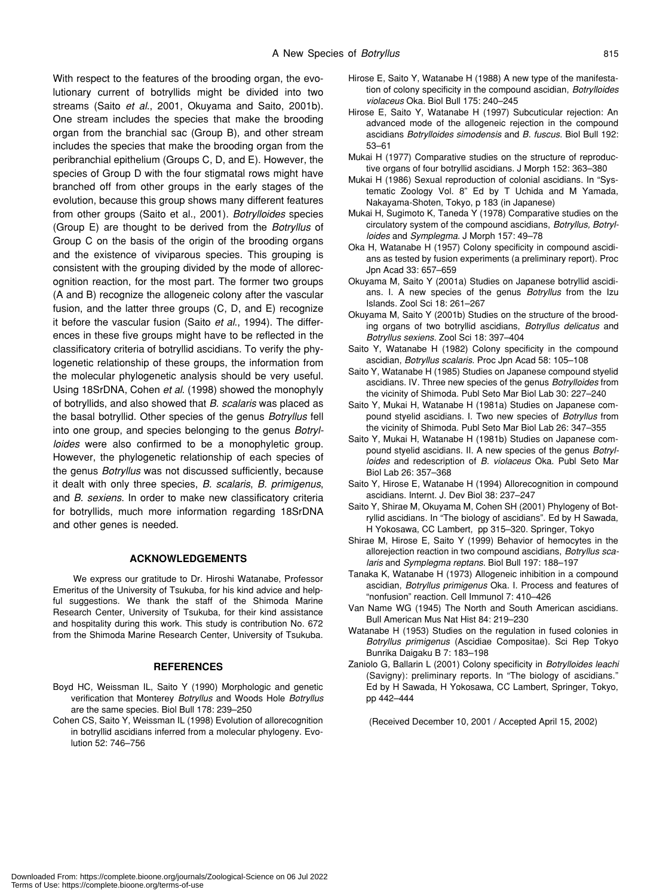With respect to the features of the brooding organ, the evolutionary current of botryllids might be divided into two streams (Saito *et al*., 2001, Okuyama and Saito, 2001b). One stream includes the species that make the brooding organ from the branchial sac (Group B), and other stream includes the species that make the brooding organ from the peribranchial epithelium (Groups C, D, and E). However, the species of Group D with the four stigmatal rows might have branched off from other groups in the early stages of the evolution, because this group shows many different features from other groups (Saito et al., 2001). *Botrylloides* species (Group E) are thought to be derived from the *Botryllus* of Group C on the basis of the origin of the brooding organs and the existence of viviparous species. This grouping is consistent with the grouping divided by the mode of allorecognition reaction, for the most part. The former two groups (A and B) recognize the allogeneic colony after the vascular fusion, and the latter three groups (C, D, and E) recognize it before the vascular fusion (Saito *et al*., 1994). The differences in these five groups might have to be reflected in the classificatory criteria of botryllid ascidians. To verify the phylogenetic relationship of these groups, the information from the molecular phylogenetic analysis should be very useful. Using 18SrDNA, Cohen *et al*. (1998) showed the monophyly of botryllids, and also showed that *B. scalaris* was placed as the basal botryllid. Other species of the genus *Botryllus* fell into one group, and species belonging to the genus *Botrylloides* were also confirmed to be a monophyletic group. However, the phylogenetic relationship of each species of the genus *Botryllus* was not discussed sufficiently, because it dealt with only three species, *B. scalaris*, *B. primigenus*, and *B. sexiens*. In order to make new classificatory criteria for botryllids, much more information regarding 18SrDNA and other genes is needed.

## ACKNOWLEDGEMENTS

We express our gratitude to Dr. Hiroshi Watanabe, Professor Emeritus of the University of Tsukuba, for his kind advice and helpful suggestions. We thank the staff of the Shimoda Marine Research Center, University of Tsukuba, for their kind assistance and hospitality during this work. This study is contribution No. 672 from the Shimoda Marine Research Center, University of Tsukuba.

## REFERENCES

Boyd HC, Weissman IL, Saito Y (1990) Morphologic and genetic verification that Monterey *Botryllus* and Woods Hole *Botryllus* are the same species. Biol Bull 178: 239–250

Cohen CS, Saito Y, Weissman IL (1998) Evolution of allorecognition in botryllid ascidians inferred from a molecular phylogeny. Evolution 52: 746–756

Hirose E, Saito Y, Watanabe H (1988) A new type of the manifestation of colony specificity in the compound ascidian, *Botrylloides violaceus* Oka. Biol Bull 175: 240–245

Hirose E, Saito Y, Watanabe H (1997) Subcuticular rejection: An advanced mode of the allogeneic rejection in the compound ascidians *Botrylloides simodensis* and *B. fuscus*. Biol Bull 192: 53–61

Mukai H (1977) Comparative studies on the structure of reproductive organs of four botryllid ascidians. J Morph 152: 363–380

Mukai H (1986) Sexual reproduction of colonial ascidians. In "Systematic Zoology Vol. 8" Ed by T Uchida and M Yamada, Nakayama-Shoten, Tokyo, p 183 (in Japanese)

Mukai H, Sugimoto K, Taneda Y (1978) Comparative studies on the circulatory system of the compound ascidians, *Botryllus, Botrylloides* and *Symplegma*. J Morph 157: 49–78

Oka H, Watanabe H (1957) Colony specificity in compound ascidians as tested by fusion experiments (a preliminary report). Proc Jpn Acad 33: 657–659

Okuyama M, Saito Y (2001a) Studies on Japanese botryllid ascidians. I. A new species of the genus *Botryllus* from the Izu Islands. Zool Sci 18: 261–267

Okuyama M, Saito Y (2001b) Studies on the structure of the brooding organs of two botryllid ascidians, *Botryllus delicatus* and *Botryllus sexiens*. Zool Sci 18: 397–404

Saito Y, Watanabe H (1982) Colony specificity in the compound ascidian, *Botryllus scalaris*. Proc Jpn Acad 58: 105–108

Saito Y, Watanabe H (1985) Studies on Japanese compound styelid ascidians. IV. Three new species of the genus *Botrylloides* from the vicinity of Shimoda. Publ Seto Mar Biol Lab 30: 227–240

Saito Y, Mukai H, Watanabe H (1981a) Studies on Japanese compound styelid ascidians. I. Two new species of *Botryllus* from the vicinity of Shimoda. Publ Seto Mar Biol Lab 26: 347–355

Saito Y, Mukai H, Watanabe H (1981b) Studies on Japanese compound styelid ascidians. II. A new species of the genus *Botrylloides* and redescription of *B. violaceus* Oka. Publ Seto Mar Biol Lab 26: 357–368

Saito Y, Hirose E, Watanabe H (1994) Allorecognition in compound ascidians. Internt. J. Dev Biol 38: 237–247

Saito Y, Shirae M, Okuyama M, Cohen SH (2001) Phylogeny of Botryllid ascidians. In "The biology of ascidians". Ed by H Sawada, H Yokosawa, CC Lambert, pp 315–320. Springer, Tokyo

Shirae M, Hirose E, Saito Y (1999) Behavior of hemocytes in the allorejection reaction in two compound ascidians, *Botryllus scalaris* and *Symplegma reptans*. Biol Bull 197: 188–197

Tanaka K, Watanabe H (1973) Allogeneic inhibition in a compound ascidian, *Botryllus primigenus* Oka. I. Process and features of "nonfusion" reaction. Cell Immunol 7: 410–426

Van Name WG (1945) The North and South American ascidians. Bull American Mus Nat Hist 84: 219–230

Watanabe H (1953) Studies on the regulation in fused colonies in *Botryllus primigenus* (Ascidiae Compositae). Sci Rep Tokyo Bunrika Daigaku B 7: 183–198

Zaniolo G, Ballarin L (2001) Colony specificity in *Botrylloides leachi* (Savigny): preliminary reports. In "The biology of ascidians." Ed by H Sawada, H Yokosawa, CC Lambert, Springer, Tokyo, pp 442–444

(Received December 10, 2001 / Accepted April 15, 2002)